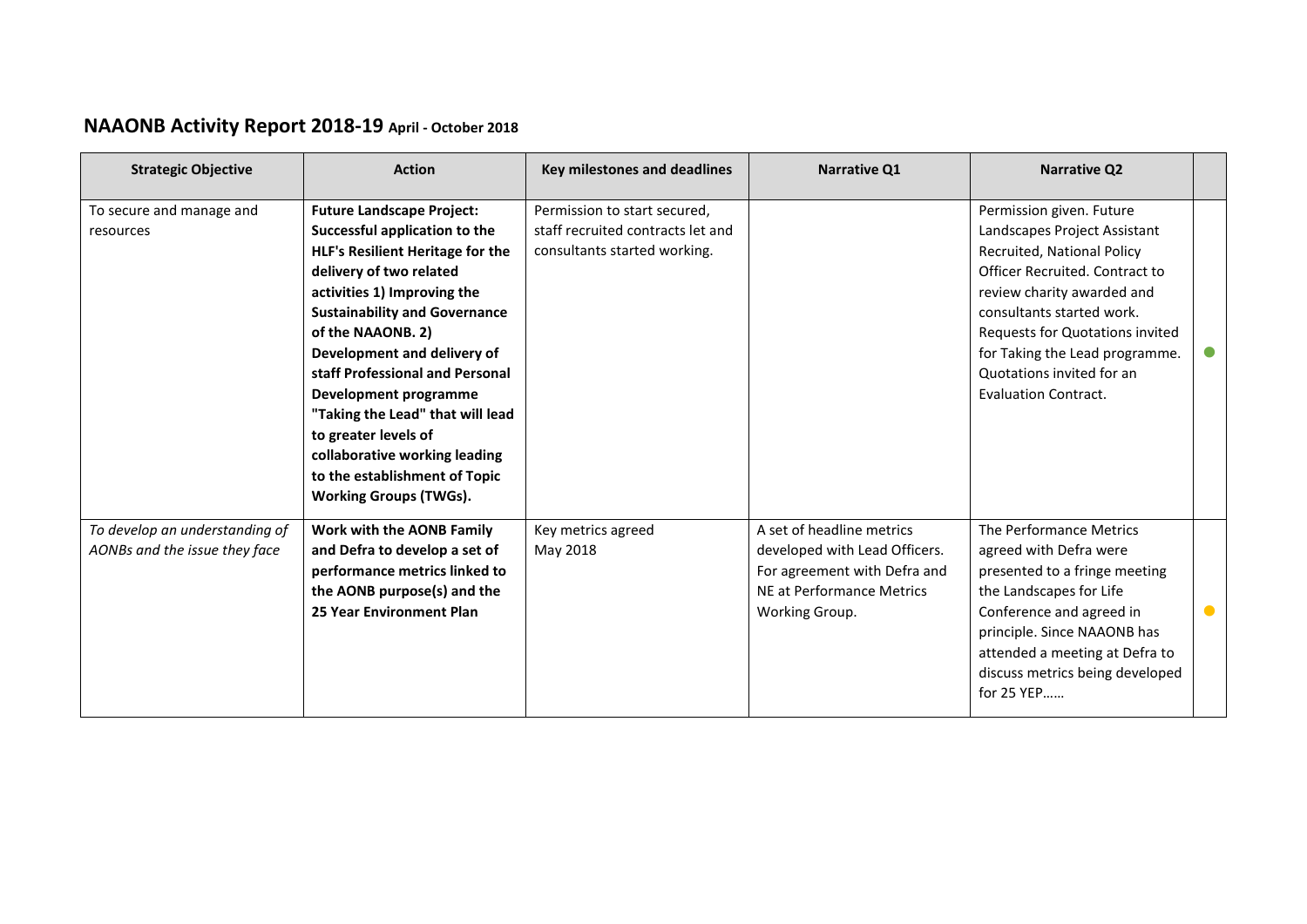# NAAONB Activity Report 2018-19 April - October 2018

| Strategic Objective | Action | Key milestones and deadlines | Narrative Q1 | Narrative Q2 | |
|---|---|---|---|---|---|
| To secure and manage and resources | **Future Landscape Project: Successful application to the HLF's Resilient Heritage for the delivery of two related activities 1) Improving the Sustainability and Governance of the NAAONB. 2) Development and delivery of staff Professional and Personal Development programme "Taking the Lead" that will lead to greater levels of collaborative working leading to the establishment of Topic Working Groups (TWGs).** | Permission to start secured, staff recruited contracts let and consultants started working. | | Permission given. Future Landscapes Project Assistant Recruited, National Policy Officer Recruited. Contract to review charity awarded and consultants started work. Requests for Quotations invited for Taking the Lead programme. Quotations invited for an Evaluation Contract. | ● |
| *To develop an understanding of AONBs and the issue they face* | **Work with the AONB Family and Defra to develop a set of performance metrics linked to the AONB purpose(s) and the 25 Year Environment Plan** | Key metrics agreed May 2018 | A set of headline metrics developed with Lead Officers. For agreement with Defra and NE at Performance Metrics Working Group. | The Performance Metrics agreed with Defra were presented to a fringe meeting the Landscapes for Life Conference and agreed in principle. Since NAAONB has attended a meeting at Defra to discuss metrics being developed for 25 YEP…… | ● |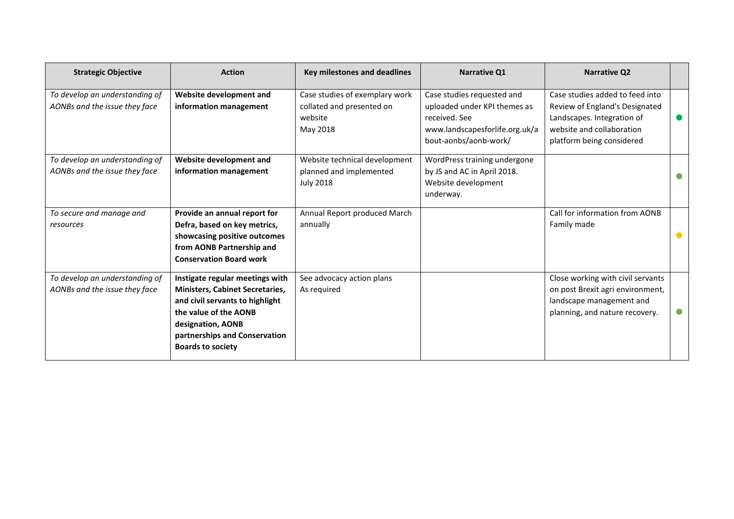| Strategic Objective | Action | Key milestones and deadlines | Narrative Q1 | Narrative Q2 | |
|---|---|---|---|---|---|
| *To develop an understanding of AONBs and the issue they face* | **Website development and information management** | Case studies of exemplary work collated and presented on website<br>May 2018 | Case studies requested and uploaded under KPI themes as received. See www.landscapesforlife.org.uk/about-aonbs/aonb-work/ | Case studies added to feed into Review of England's Designated Landscapes. Integration of website and collaboration platform being considered | ● |
| *To develop an understanding of AONBs and the issue they face* | **Website development and information management** | Website technical development planned and implemented<br>July 2018 | WordPress training undergone by JS and AC in April 2018. Website development underway. | | ● |
| *To secure and manage and resources* | **Provide an annual report for Defra, based on key metrics, showcasing positive outcomes from AONB Partnership and Conservation Board work** | Annual Report produced March annually | | Call for information from AONB Family made | ● |
| *To develop an understanding of AONBs and the issue they face* | **Instigate regular meetings with Ministers, Cabinet Secretaries, and civil servants to highlight the value of the AONB designation, AONB partnerships and Conservation Boards to society** | See advocacy action plans<br>As required | | Close working with civil servants on post Brexit agri environment, landscape management and planning, and nature recovery. | ● |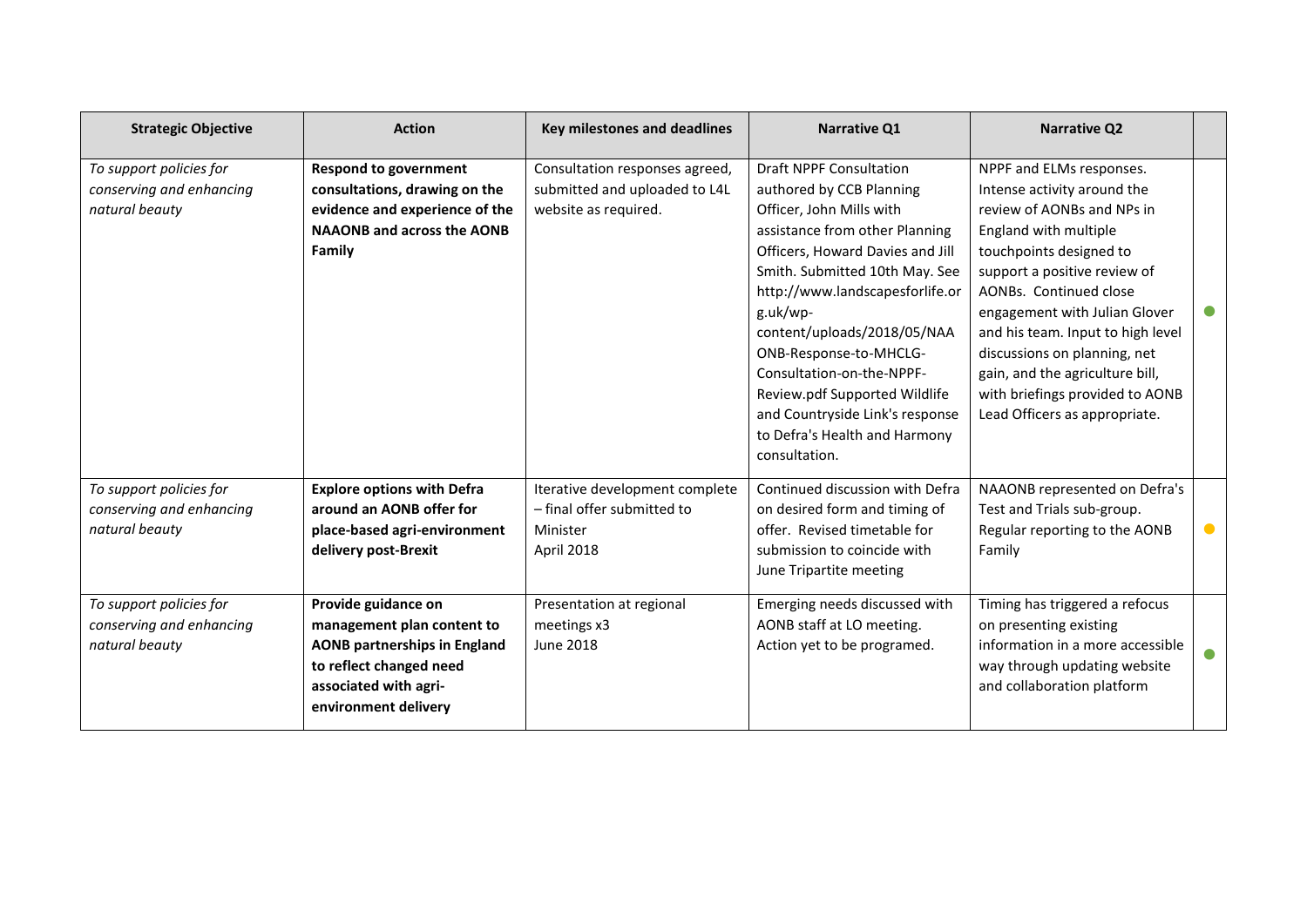| Strategic Objective | Action | Key milestones and deadlines | Narrative Q1 | Narrative Q2 | |
|---|---|---|---|---|---|
| *To support policies for conserving and enhancing natural beauty* | **Respond to government consultations, drawing on the evidence and experience of the NAAONB and across the AONB Family** | Consultation responses agreed, submitted and uploaded to L4L website as required. | Draft NPPF Consultation authored by CCB Planning Officer, John Mills with assistance from other Planning Officers, Howard Davies and Jill Smith. Submitted 10th May. See http://www.landscapesforlife.org.uk/wp-content/uploads/2018/05/NAAONB-Response-to-MHCLG-Consultation-on-the-NPPF-Review.pdf Supported Wildlife and Countryside Link's response to Defra's Health and Harmony consultation. | NPPF and ELMs responses. Intense activity around the review of AONBs and NPs in England with multiple touchpoints designed to support a positive review of AONBs. Continued close engagement with Julian Glover and his team. Input to high level discussions on planning, net gain, and the agriculture bill, with briefings provided to AONB Lead Officers as appropriate. | ● |
| *To support policies for conserving and enhancing natural beauty* | **Explore options with Defra around an AONB offer for place-based agri-environment delivery post-Brexit** | Iterative development complete – final offer submitted to Minister April 2018 | Continued discussion with Defra on desired form and timing of offer. Revised timetable for submission to coincide with June Tripartite meeting | NAAONB represented on Defra's Test and Trials sub-group. Regular reporting to the AONB Family | ● |
| *To support policies for conserving and enhancing natural beauty* | **Provide guidance on management plan content to AONB partnerships in England to reflect changed need associated with agri-environment delivery** | Presentation at regional meetings x3 June 2018 | Emerging needs discussed with AONB staff at LO meeting. Action yet to be programed. | Timing has triggered a refocus on presenting existing information in a more accessible way through updating website and collaboration platform | ● |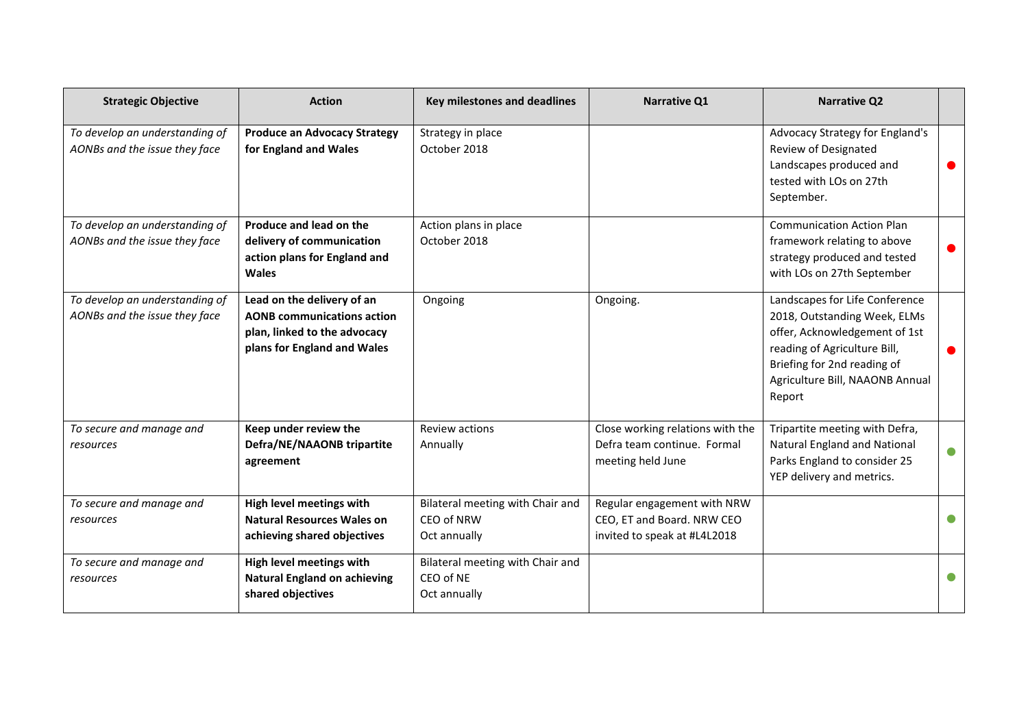| Strategic Objective | Action | Key milestones and deadlines | Narrative Q1 | Narrative Q2 | |
|---|---|---|---|---|---|
| *To develop an understanding of AONBs and the issue they face* | **Produce an Advocacy Strategy for England and Wales** | Strategy in place October 2018 | | Advocacy Strategy for England's Review of Designated Landscapes produced and tested with LOs on 27th September. | ● |
| *To develop an understanding of AONBs and the issue they face* | **Produce and lead on the delivery of communication action plans for England and Wales** | Action plans in place October 2018 | | Communication Action Plan framework relating to above strategy produced and tested with LOs on 27th September | ● |
| *To develop an understanding of AONBs and the issue they face* | **Lead on the delivery of an AONB communications action plan, linked to the advocacy plans for England and Wales** | Ongoing | Ongoing. | Landscapes for Life Conference 2018, Outstanding Week, ELMs offer, Acknowledgement of 1st reading of Agriculture Bill, Briefing for 2nd reading of Agriculture Bill, NAAONB Annual Report | ● |
| *To secure and manage and resources* | **Keep under review the Defra/NE/NAAONB tripartite agreement** | Review actions Annually | Close working relations with the Defra team continue. Formal meeting held June | Tripartite meeting with Defra, Natural England and National Parks England to consider 25 YEP delivery and metrics. | ● |
| *To secure and manage and resources* | **High level meetings with Natural Resources Wales on achieving shared objectives** | Bilateral meeting with Chair and CEO of NRW Oct annually | Regular engagement with NRW CEO, ET and Board. NRW CEO invited to speak at #L4L2018 | | ● |
| *To secure and manage and resources* | **High level meetings with Natural England on achieving shared objectives** | Bilateral meeting with Chair and CEO of NE Oct annually | | | ● |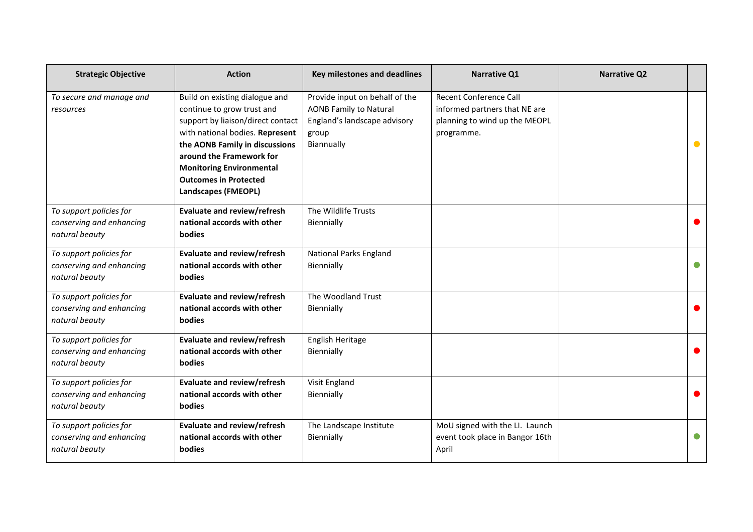| Strategic Objective | Action | Key milestones and deadlines | Narrative Q1 | Narrative Q2 | |
|---|---|---|---|---|---|
| *To secure and manage and resources* | Build on existing dialogue and continue to grow trust and support by liaison/direct contact with national bodies. **Represent the AONB Family in discussions around the Framework for Monitoring Environmental Outcomes in Protected Landscapes (FMEOPL)** | Provide input on behalf of the AONB Family to Natural England's landscape advisory group<br>Biannually | Recent Conference Call informed partners that NE are planning to wind up the MEOPL programme. | | 🟡 |
| *To support policies for conserving and enhancing natural beauty* | **Evaluate and review/refresh national accords with other bodies** | The Wildlife Trusts<br>Biennially | | | 🔴 |
| *To support policies for conserving and enhancing natural beauty* | **Evaluate and review/refresh national accords with other bodies** | National Parks England<br>Biennially | | | 🟢 |
| *To support policies for conserving and enhancing natural beauty* | **Evaluate and review/refresh national accords with other bodies** | The Woodland Trust<br>Biennially | | | 🔴 |
| *To support policies for conserving and enhancing natural beauty* | **Evaluate and review/refresh national accords with other bodies** | English Heritage<br>Biennially | | | 🔴 |
| *To support policies for conserving and enhancing natural beauty* | **Evaluate and review/refresh national accords with other bodies** | Visit England<br>Biennially | | | 🔴 |
| *To support policies for conserving and enhancing natural beauty* | **Evaluate and review/refresh national accords with other bodies** | The Landscape Institute<br>Biennially | MoU signed with the LI. Launch event took place in Bangor 16th April | | 🟢 |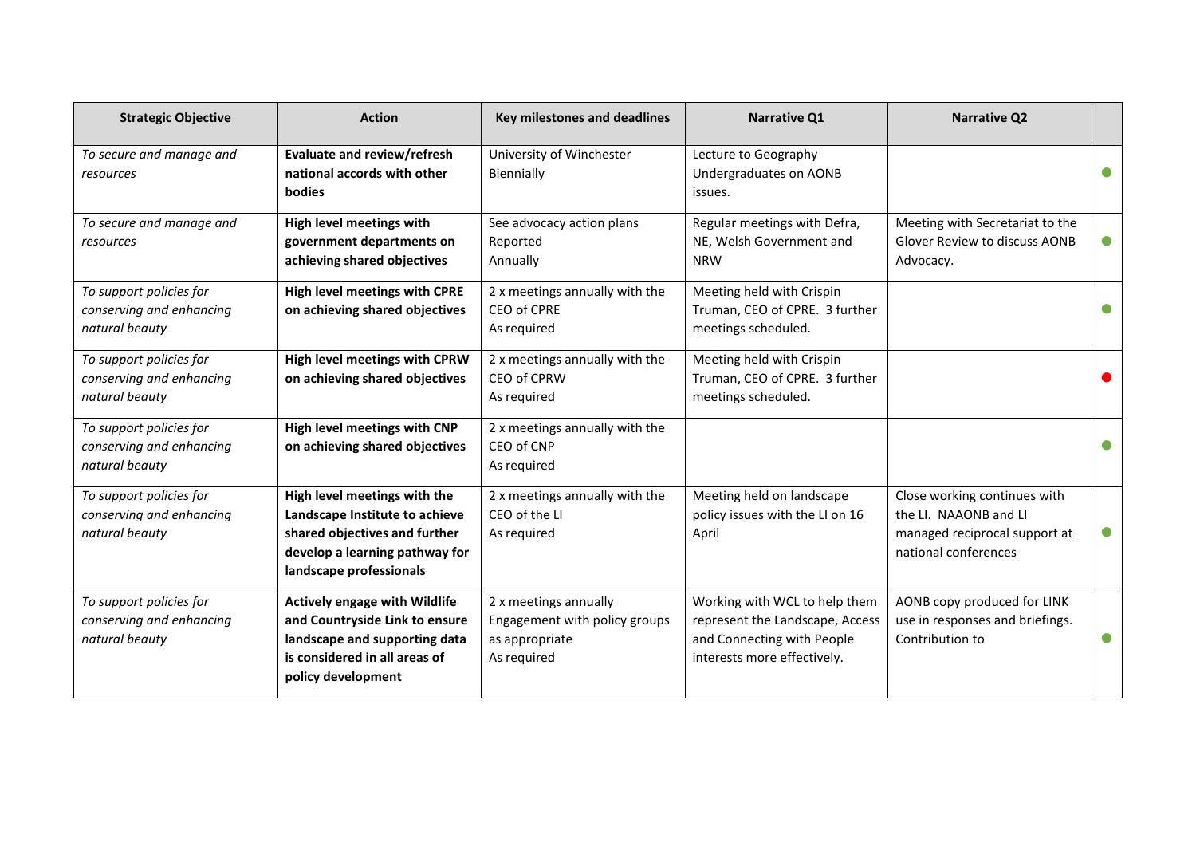| Strategic Objective | Action | Key milestones and deadlines | Narrative Q1 | Narrative Q2 | |
|---|---|---|---|---|---|
| *To secure and manage and resources* | **Evaluate and review/refresh national accords with other bodies** | University of Winchester<br>Biennially | Lecture to Geography Undergraduates on AONB issues. | | ● |
| *To secure and manage and resources* | **High level meetings with government departments on achieving shared objectives** | See advocacy action plans<br>Reported<br>Annually | Regular meetings with Defra, NE, Welsh Government and NRW | Meeting with Secretariat to the Glover Review to discuss AONB Advocacy. | ● |
| *To support policies for conserving and enhancing natural beauty* | **High level meetings with CPRE on achieving shared objectives** | 2 x meetings annually with the CEO of CPRE<br>As required | Meeting held with Crispin Truman, CEO of CPRE. 3 further meetings scheduled. | | ● |
| *To support policies for conserving and enhancing natural beauty* | **High level meetings with CPRW on achieving shared objectives** | 2 x meetings annually with the CEO of CPRW<br>As required | Meeting held with Crispin Truman, CEO of CPRE. 3 further meetings scheduled. | | ● |
| *To support policies for conserving and enhancing natural beauty* | **High level meetings with CNP on achieving shared objectives** | 2 x meetings annually with the CEO of CNP<br>As required | | | ● |
| *To support policies for conserving and enhancing natural beauty* | **High level meetings with the Landscape Institute to achieve shared objectives and further develop a learning pathway for landscape professionals** | 2 x meetings annually with the CEO of the LI<br>As required | Meeting held on landscape policy issues with the LI on 16 April | Close working continues with the LI. NAAONB and LI managed reciprocal support at national conferences | ● |
| *To support policies for conserving and enhancing natural beauty* | **Actively engage with Wildlife and Countryside Link to ensure landscape and supporting data is considered in all areas of policy development** | 2 x meetings annually<br>Engagement with policy groups as appropriate<br>As required | Working with WCL to help them represent the Landscape, Access and Connecting with People interests more effectively. | AONB copy produced for LINK use in responses and briefings. Contribution to | ● |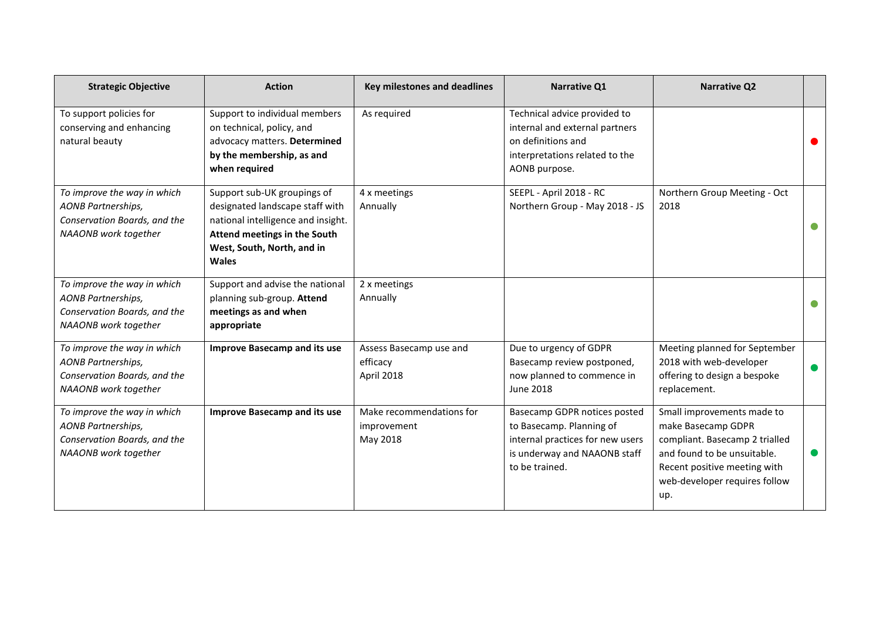| Strategic Objective | Action | Key milestones and deadlines | Narrative Q1 | Narrative Q2 | |
|---|---|---|---|---|---|
| To support policies for conserving and enhancing natural beauty | Support to individual members on technical, policy, and advocacy matters. **Determined by the membership, as and when required** | As required | Technical advice provided to internal and external partners on definitions and interpretations related to the AONB purpose. | | ● |
| *To improve the way in which AONB Partnerships, Conservation Boards, and the NAAONB work together* | Support sub-UK groupings of designated landscape staff with national intelligence and insight. **Attend meetings in the South West, South, North, and in Wales** | 4 x meetings Annually | SEEPL - April 2018 - RC Northern Group - May 2018 - JS | Northern Group Meeting - Oct 2018 | ● |
| *To improve the way in which AONB Partnerships, Conservation Boards, and the NAAONB work together* | Support and advise the national planning sub-group. **Attend meetings as and when appropriate** | 2 x meetings Annually | | | ● |
| *To improve the way in which AONB Partnerships, Conservation Boards, and the NAAONB work together* | **Improve Basecamp and its use** | Assess Basecamp use and efficacy April 2018 | Due to urgency of GDPR Basecamp review postponed, now planned to commence in June 2018 | Meeting planned for September 2018 with web-developer offering to design a bespoke replacement. | ● |
| *To improve the way in which AONB Partnerships, Conservation Boards, and the NAAONB work together* | **Improve Basecamp and its use** | Make recommendations for improvement May 2018 | Basecamp GDPR notices posted to Basecamp. Planning of internal practices for new users is underway and NAAONB staff to be trained. | Small improvements made to make Basecamp GDPR compliant. Basecamp 2 trialled and found to be unsuitable. Recent positive meeting with web-developer requires follow up. | ● |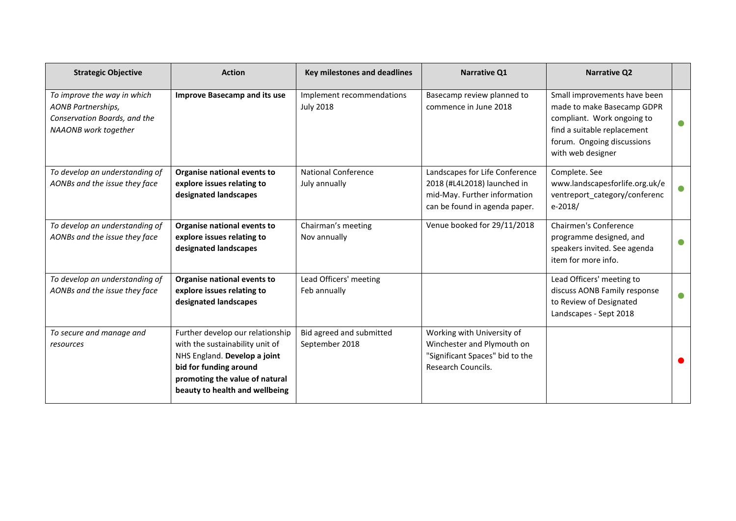| Strategic Objective | Action | Key milestones and deadlines | Narrative Q1 | Narrative Q2 | |
|---|---|---|---|---|---|
| *To improve the way in which AONB Partnerships, Conservation Boards, and the NAAONB work together* | **Improve Basecamp and its use** | Implement recommendations July 2018 | Basecamp review planned to commence in June 2018 | Small improvements have been made to make Basecamp GDPR compliant. Work ongoing to find a suitable replacement forum. Ongoing discussions with web designer | ● |
| *To develop an understanding of AONBs and the issue they face* | **Organise national events to explore issues relating to designated landscapes** | National Conference July annually | Landscapes for Life Conference 2018 (#L4L2018) launched in mid-May. Further information can be found in agenda paper. | Complete. See www.landscapesforlife.org.uk/eventreport_category/conference-2018/ | ● |
| *To develop an understanding of AONBs and the issue they face* | **Organise national events to explore issues relating to designated landscapes** | Chairman's meeting Nov annually | Venue booked for 29/11/2018 | Chairmen's Conference programme designed, and speakers invited. See agenda item for more info. | ● |
| *To develop an understanding of AONBs and the issue they face* | **Organise national events to explore issues relating to designated landscapes** | Lead Officers' meeting Feb annually | | Lead Officers' meeting to discuss AONB Family response to Review of Designated Landscapes - Sept 2018 | ● |
| *To secure and manage and resources* | Further develop our relationship with the sustainability unit of NHS England. **Develop a joint bid for funding around promoting the value of natural beauty to health and wellbeing** | Bid agreed and submitted September 2018 | Working with University of Winchester and Plymouth on "Significant Spaces" bid to the Research Councils. | | ● |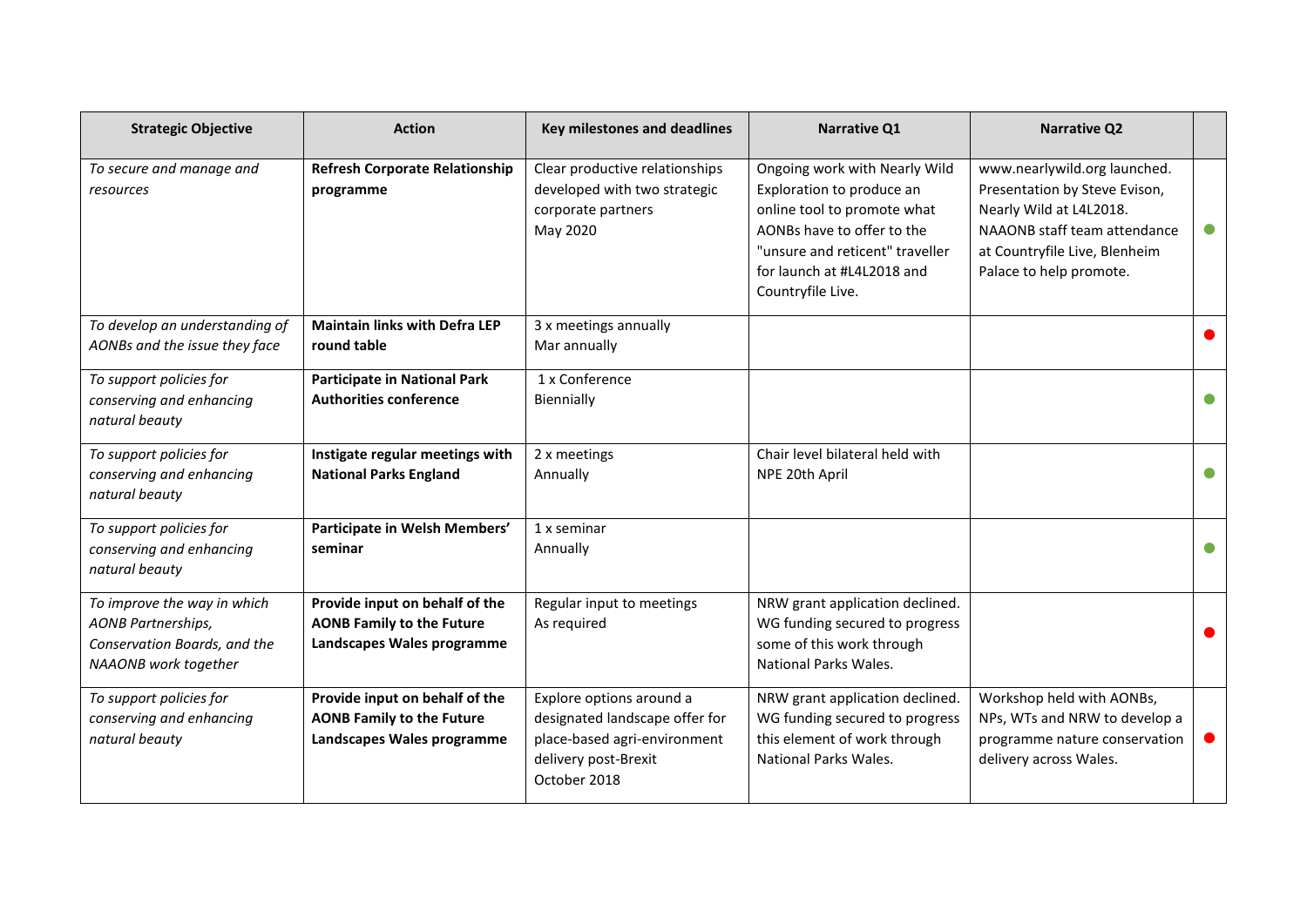| Strategic Objective | Action | Key milestones and deadlines | Narrative Q1 | Narrative Q2 | |
|---|---|---|---|---|---|
| *To secure and manage and resources* | **Refresh Corporate Relationship programme** | Clear productive relationships developed with two strategic corporate partners<br>May 2020 | Ongoing work with Nearly Wild Exploration to produce an online tool to promote what AONBs have to offer to the "unsure and reticent" traveller for launch at #L4L2018 and Countryfile Live. | www.nearlywild.org launched. Presentation by Steve Evison, Nearly Wild at L4L2018. NAAONB staff team attendance at Countryfile Live, Blenheim Palace to help promote. | ● |
| *To develop an understanding of AONBs and the issue they face* | **Maintain links with Defra LEP round table** | 3 x meetings annually<br>Mar annually | | | ● |
| *To support policies for conserving and enhancing natural beauty* | **Participate in National Park Authorities conference** | 1 x Conference<br>Biennially | | | ● |
| *To support policies for conserving and enhancing natural beauty* | **Instigate regular meetings with National Parks England** | 2 x meetings<br>Annually | Chair level bilateral held with NPE 20th April | | ● |
| *To support policies for conserving and enhancing natural beauty* | **Participate in Welsh Members' seminar** | 1 x seminar<br>Annually | | | ● |
| *To improve the way in which AONB Partnerships, Conservation Boards, and the NAAONB work together* | **Provide input on behalf of the AONB Family to the Future Landscapes Wales programme** | Regular input to meetings<br>As required | NRW grant application declined. WG funding secured to progress some of this work through National Parks Wales. | | ● |
| *To support policies for conserving and enhancing natural beauty* | **Provide input on behalf of the AONB Family to the Future Landscapes Wales programme** | Explore options around a designated landscape offer for place-based agri-environment delivery post-Brexit<br>October 2018 | NRW grant application declined. WG funding secured to progress this element of work through National Parks Wales. | Workshop held with AONBs, NPs, WTs and NRW to develop a programme nature conservation delivery across Wales. | ● |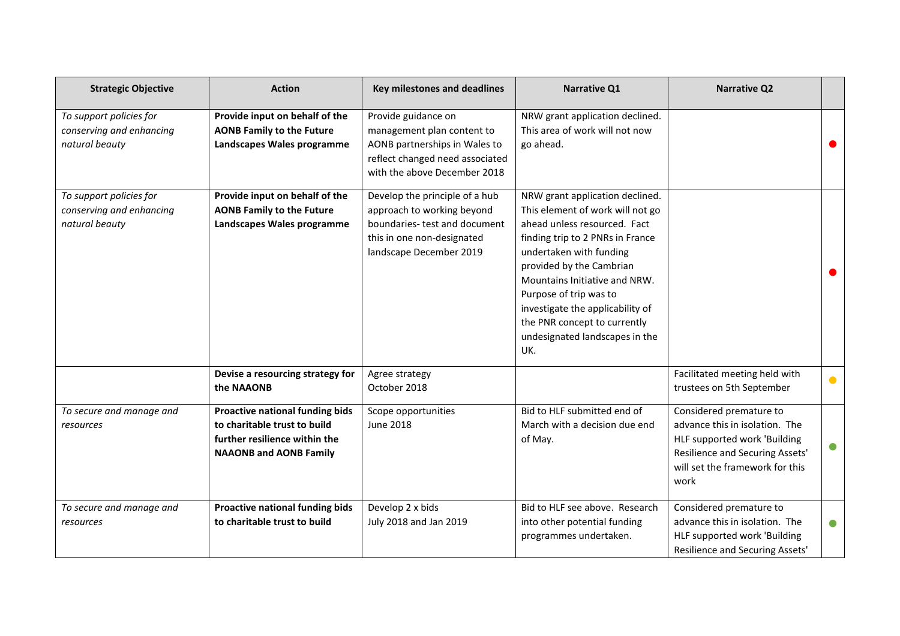| Strategic Objective | Action | Key milestones and deadlines | Narrative Q1 | Narrative Q2 | |
|---|---|---|---|---|---|
| *To support policies for conserving and enhancing natural beauty* | **Provide input on behalf of the AONB Family to the Future Landscapes Wales programme** | Provide guidance on management plan content to AONB partnerships in Wales to reflect changed need associated with the above December 2018 | NRW grant application declined. This area of work will not now go ahead. | | ● |
| *To support policies for conserving and enhancing natural beauty* | **Provide input on behalf of the AONB Family to the Future Landscapes Wales programme** | Develop the principle of a hub approach to working beyond boundaries- test and document this in one non-designated landscape December 2019 | NRW grant application declined. This element of work will not go ahead unless resourced. Fact finding trip to 2 PNRs in France undertaken with funding provided by the Cambrian Mountains Initiative and NRW. Purpose of trip was to investigate the applicability of the PNR concept to currently undesignated landscapes in the UK. | | ● |
| | **Devise a resourcing strategy for the NAAONB** | Agree strategy October 2018 | | Facilitated meeting held with trustees on 5th September | ● |
| *To secure and manage and resources* | **Proactive national funding bids to charitable trust to build further resilience within the NAAONB and AONB Family** | Scope opportunities June 2018 | Bid to HLF submitted end of March with a decision due end of May. | Considered premature to advance this in isolation. The HLF supported work 'Building Resilience and Securing Assets' will set the framework for this work | ● |
| *To secure and manage and resources* | **Proactive national funding bids to charitable trust to build** | Develop 2 x bids July 2018 and Jan 2019 | Bid to HLF see above. Research into other potential funding programmes undertaken. | Considered premature to advance this in isolation. The HLF supported work 'Building Resilience and Securing Assets' | ● |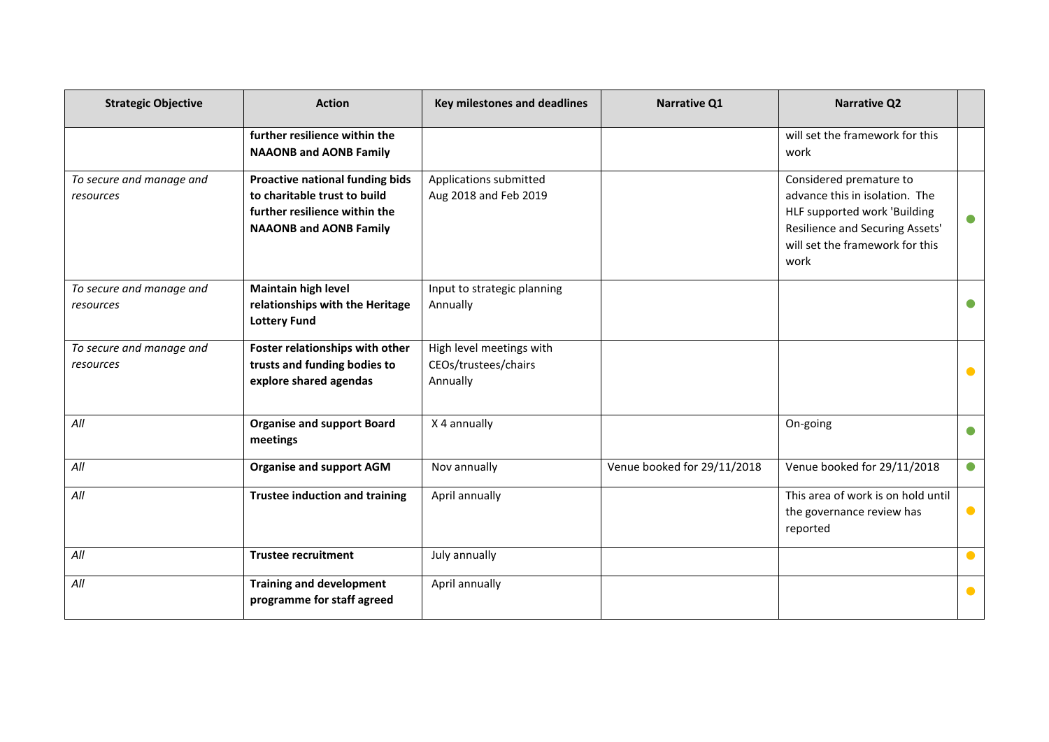| Strategic Objective | Action | Key milestones and deadlines | Narrative Q1 | Narrative Q2 | |
|---|---|---|---|---|---|
| | **further resilience within the NAAONB and AONB Family** | | | will set the framework for this work | |
| *To secure and manage and resources* | **Proactive national funding bids to charitable trust to build further resilience within the NAAONB and AONB Family** | Applications submitted Aug 2018 and Feb 2019 | | Considered premature to advance this in isolation. The HLF supported work 'Building Resilience and Securing Assets' will set the framework for this work | ● |
| *To secure and manage and resources* | **Maintain high level relationships with the Heritage Lottery Fund** | Input to strategic planning Annually | | | ● |
| *To secure and manage and resources* | **Foster relationships with other trusts and funding bodies to explore shared agendas** | High level meetings with CEOs/trustees/chairs Annually | | | ● |
| *All* | **Organise and support Board meetings** | X 4 annually | | On-going | ● |
| *All* | **Organise and support AGM** | Nov annually | Venue booked for 29/11/2018 | Venue booked for 29/11/2018 | ● |
| *All* | **Trustee induction and training** | April annually | | This area of work is on hold until the governance review has reported | ● |
| *All* | **Trustee recruitment** | July annually | | | ● |
| *All* | **Training and development programme for staff agreed** | April annually | | | ● |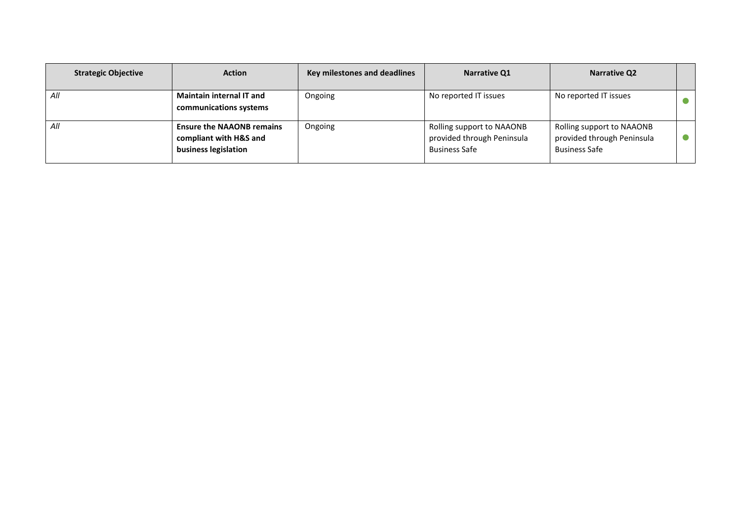| Strategic Objective | Action | Key milestones and deadlines | Narrative Q1 | Narrative Q2 | |
|---|---|---|---|---|---|
| *All* | **Maintain internal IT and communications systems** | Ongoing | No reported IT issues | No reported IT issues | ● |
| *All* | **Ensure the NAAONB remains compliant with H&S and business legislation** | Ongoing | Rolling support to NAAONB provided through Peninsula Business Safe | Rolling support to NAAONB provided through Peninsula Business Safe | ● |